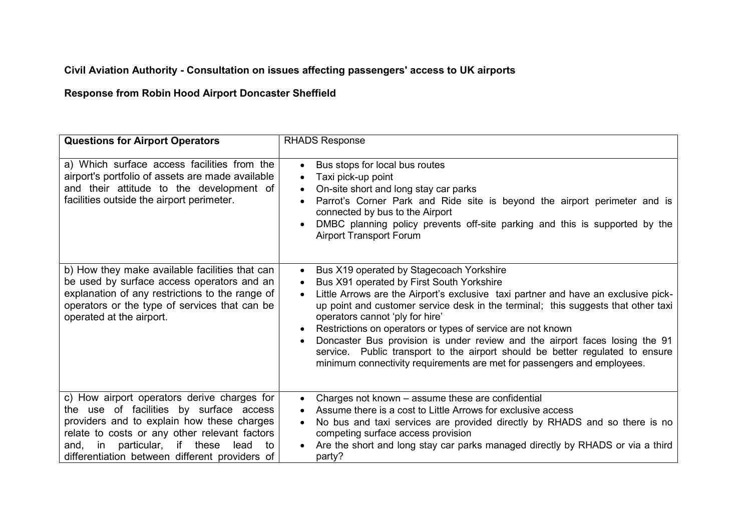**Civil Aviation Authority - Consultation on issues affecting passengers' access to UK airports**

**Response from Robin Hood Airport Doncaster Sheffield**

| **Questions for Airport Operators** | RHADS Response |
|---|---|
| a) Which surface access facilities from the airport's portfolio of assets are made available and their attitude to the development of facilities outside the airport perimeter. | • Bus stops for local bus routes<br>• Taxi pick-up point<br>• On-site short and long stay car parks<br>• Parrot's Corner Park and Ride site is beyond the airport perimeter and is connected by bus to the Airport<br>• DMBC planning policy prevents off-site parking and this is supported by the Airport Transport Forum |
| b) How they make available facilities that can be used by surface access operators and an explanation of any restrictions to the range of operators or the type of services that can be operated at the airport. | • Bus X19 operated by Stagecoach Yorkshire<br>• Bus X91 operated by First South Yorkshire<br>• Little Arrows are the Airport's exclusive taxi partner and have an exclusive pick-up point and customer service desk in the terminal; this suggests that other taxi operators cannot 'ply for hire'<br>• Restrictions on operators or types of service are not known<br>• Doncaster Bus provision is under review and the airport faces losing the 91 service. Public transport to the airport should be better regulated to ensure minimum connectivity requirements are met for passengers and employees. |
| c) How airport operators derive charges for the use of facilities by surface access providers and to explain how these charges relate to costs or any other relevant factors and, in particular, if these lead to differentiation between different providers of | • Charges not known – assume these are confidential<br>• Assume there is a cost to Little Arrows for exclusive access<br>• No bus and taxi services are provided directly by RHADS and so there is no competing surface access provision<br>• Are the short and long stay car parks managed directly by RHADS or via a third party? |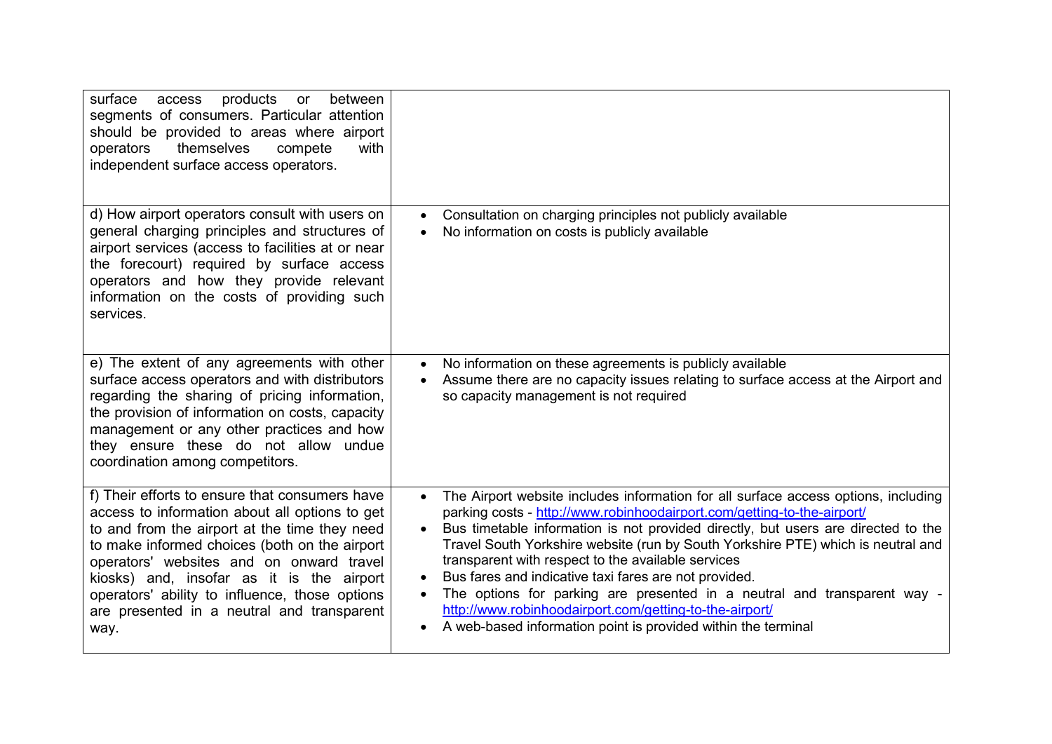| | |
|---|---|
| surface access products or between segments of consumers. Particular attention should be provided to areas where airport operators themselves compete with independent surface access operators. | |
| d) How airport operators consult with users on general charging principles and structures of airport services (access to facilities at or near the forecourt) required by surface access operators and how they provide relevant information on the costs of providing such services. | • Consultation on charging principles not publicly available<br>• No information on costs is publicly available |
| e) The extent of any agreements with other surface access operators and with distributors regarding the sharing of pricing information, the provision of information on costs, capacity management or any other practices and how they ensure these do not allow undue coordination among competitors. | • No information on these agreements is publicly available<br>• Assume there are no capacity issues relating to surface access at the Airport and so capacity management is not required |
| f) Their efforts to ensure that consumers have access to information about all options to get to and from the airport at the time they need to make informed choices (both on the airport operators' websites and on onward travel kiosks) and, insofar as it is the airport operators' ability to influence, those options are presented in a neutral and transparent way. | • The Airport website includes information for all surface access options, including parking costs - http://www.robinhoodairport.com/getting-to-the-airport/<br>• Bus timetable information is not provided directly, but users are directed to the Travel South Yorkshire website (run by South Yorkshire PTE) which is neutral and transparent with respect to the available services<br>• Bus fares and indicative taxi fares are not provided.<br>• The options for parking are presented in a neutral and transparent way - http://www.robinhoodairport.com/getting-to-the-airport/<br>• A web-based information point is provided within the terminal |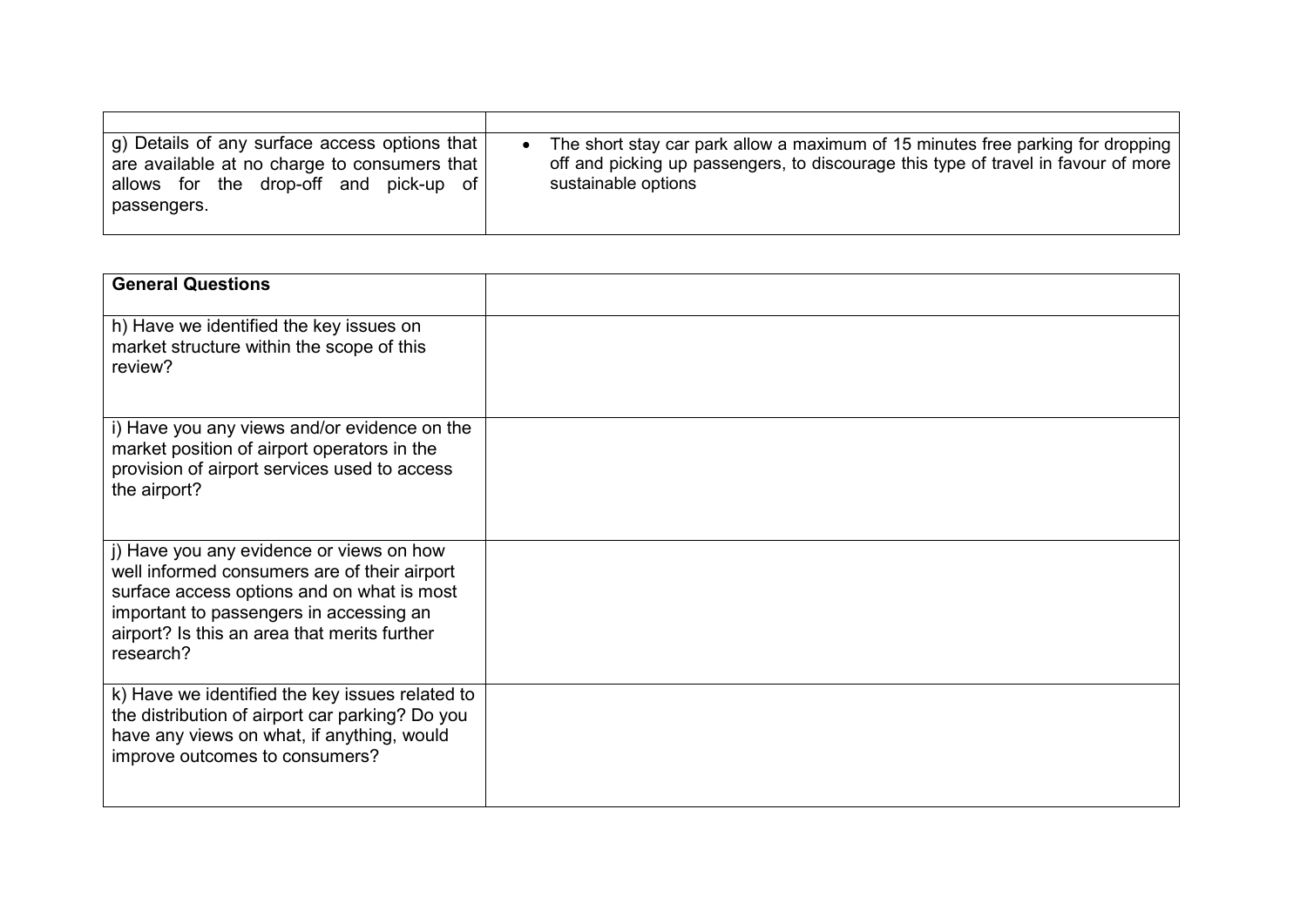| | |
|---|---|
| g) Details of any surface access options that are available at no charge to consumers that allows for the drop-off and pick-up of passengers. | • The short stay car park allow a maximum of 15 minutes free parking for dropping off and picking up passengers, to discourage this type of travel in favour of more sustainable options |

| **General Questions** | |
|---|---|
| h) Have we identified the key issues on market structure within the scope of this review? | |
| i) Have you any views and/or evidence on the market position of airport operators in the provision of airport services used to access the airport? | |
| j) Have you any evidence or views on how well informed consumers are of their airport surface access options and on what is most important to passengers in accessing an airport? Is this an area that merits further research? | |
| k) Have we identified the key issues related to the distribution of airport car parking? Do you have any views on what, if anything, would improve outcomes to consumers? | |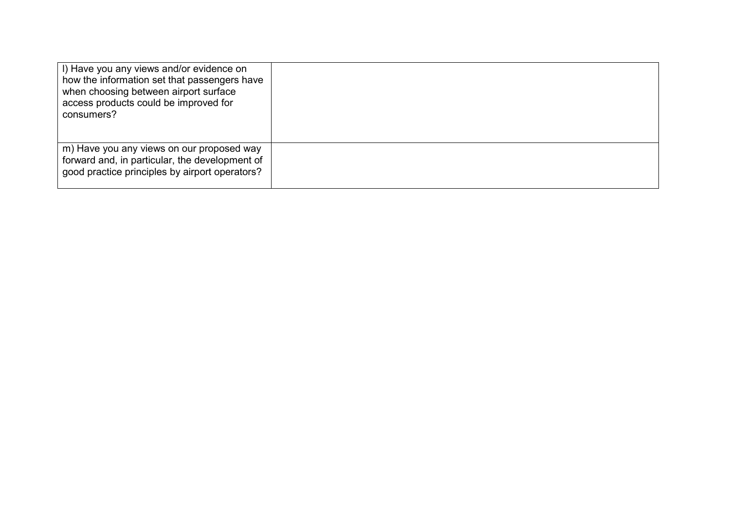| | |
|---|---|
| l) Have you any views and/or evidence on how the information set that passengers have when choosing between airport surface access products could be improved for consumers? | |
| m) Have you any views on our proposed way forward and, in particular, the development of good practice principles by airport operators? | |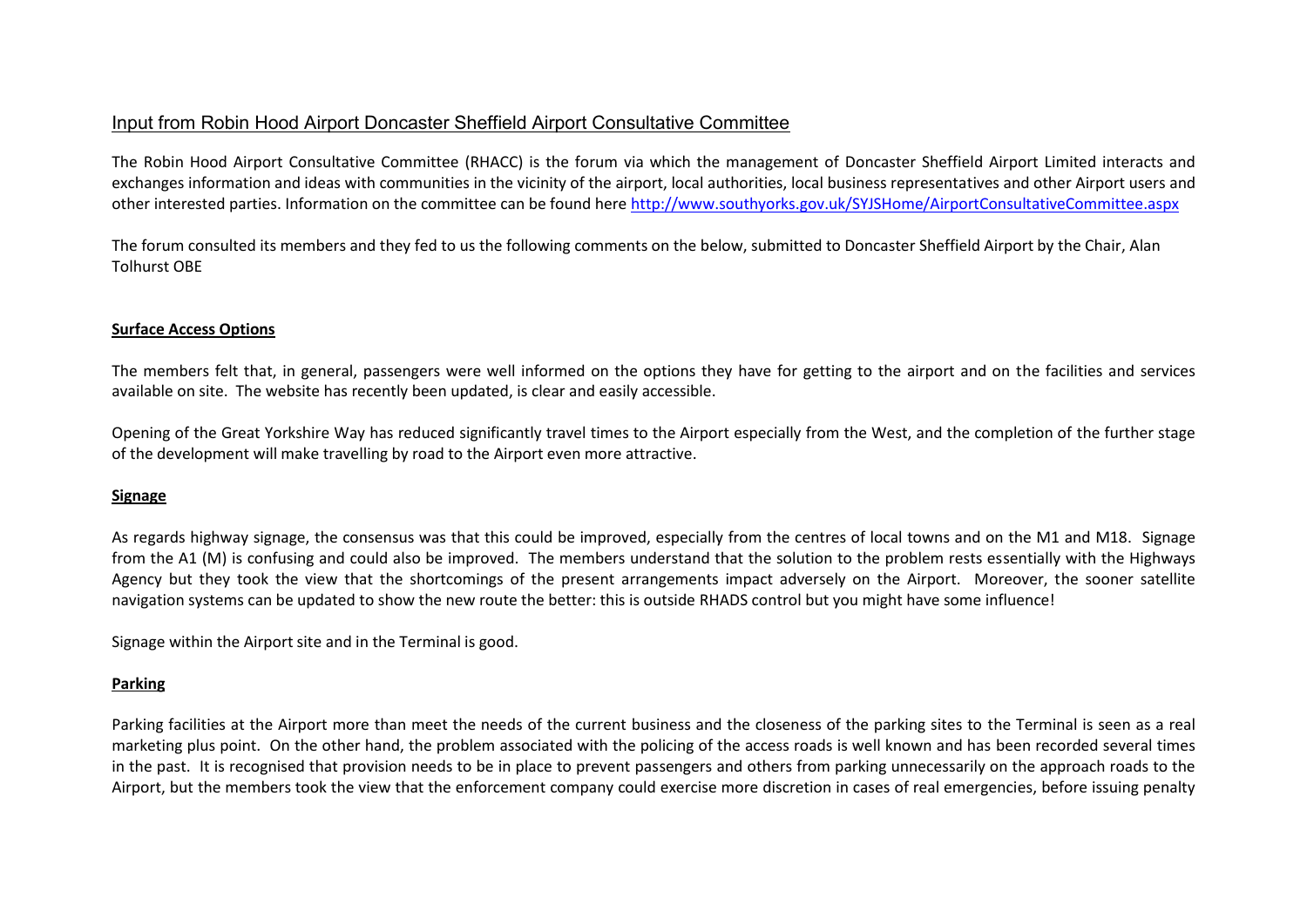## Input from Robin Hood Airport Doncaster Sheffield Airport Consultative Committee

The Robin Hood Airport Consultative Committee (RHACC) is the forum via which the management of Doncaster Sheffield Airport Limited interacts and exchanges information and ideas with communities in the vicinity of the airport, local authorities, local business representatives and other Airport users and other interested parties. Information on the committee can be found here http://www.southyorks.gov.uk/SYJSHome/AirportConsultativeCommittee.aspx

The forum consulted its members and they fed to us the following comments on the below, submitted to Doncaster Sheffield Airport by the Chair, Alan Tolhurst OBE

### Surface Access Options

The members felt that, in general, passengers were well informed on the options they have for getting to the airport and on the facilities and services available on site. The website has recently been updated, is clear and easily accessible.

Opening of the Great Yorkshire Way has reduced significantly travel times to the Airport especially from the West, and the completion of the further stage of the development will make travelling by road to the Airport even more attractive.

### Signage

As regards highway signage, the consensus was that this could be improved, especially from the centres of local towns and on the M1 and M18. Signage from the A1 (M) is confusing and could also be improved. The members understand that the solution to the problem rests essentially with the Highways Agency but they took the view that the shortcomings of the present arrangements impact adversely on the Airport. Moreover, the sooner satellite navigation systems can be updated to show the new route the better: this is outside RHADS control but you might have some influence!

Signage within the Airport site and in the Terminal is good.

### Parking

Parking facilities at the Airport more than meet the needs of the current business and the closeness of the parking sites to the Terminal is seen as a real marketing plus point. On the other hand, the problem associated with the policing of the access roads is well known and has been recorded several times in the past. It is recognised that provision needs to be in place to prevent passengers and others from parking unnecessarily on the approach roads to the Airport, but the members took the view that the enforcement company could exercise more discretion in cases of real emergencies, before issuing penalty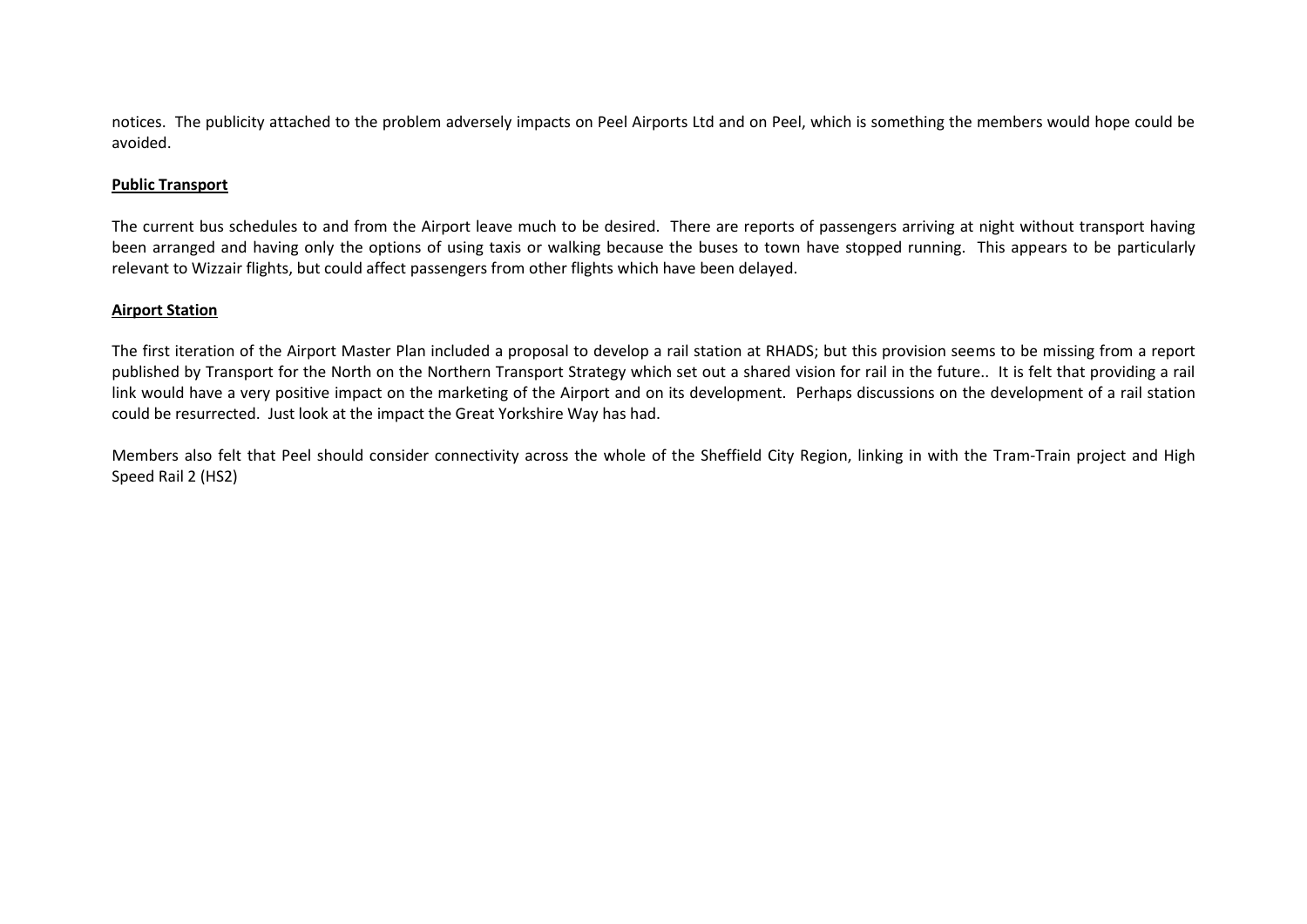notices. The publicity attached to the problem adversely impacts on Peel Airports Ltd and on Peel, which is something the members would hope could be avoided.

**Public Transport**

The current bus schedules to and from the Airport leave much to be desired. There are reports of passengers arriving at night without transport having been arranged and having only the options of using taxis or walking because the buses to town have stopped running. This appears to be particularly relevant to Wizzair flights, but could affect passengers from other flights which have been delayed.

**Airport Station**

The first iteration of the Airport Master Plan included a proposal to develop a rail station at RHADS; but this provision seems to be missing from a report published by Transport for the North on the Northern Transport Strategy which set out a shared vision for rail in the future.. It is felt that providing a rail link would have a very positive impact on the marketing of the Airport and on its development. Perhaps discussions on the development of a rail station could be resurrected. Just look at the impact the Great Yorkshire Way has had.

Members also felt that Peel should consider connectivity across the whole of the Sheffield City Region, linking in with the Tram-Train project and High Speed Rail 2 (HS2)